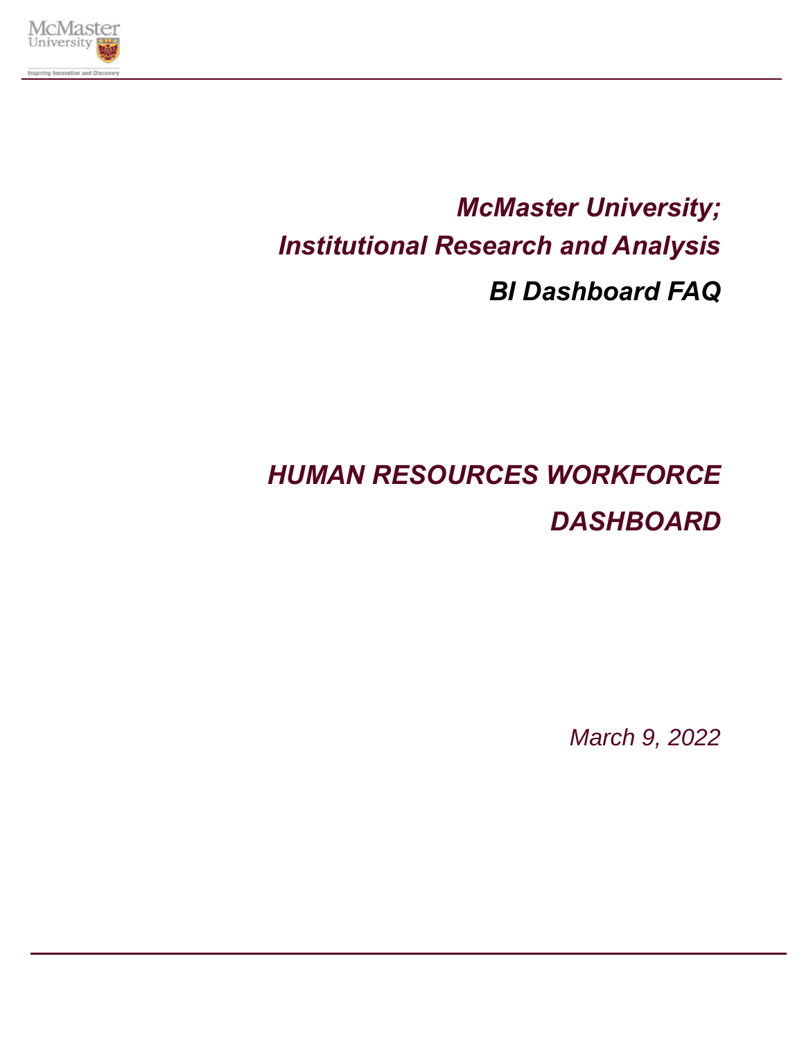# *McMaster University; Institutional Research and Analysis*

## *BI Dashboard FAQ*

# *HUMAN RESOURCES WORKFORCE DASHBOARD*

*March 9, 2022*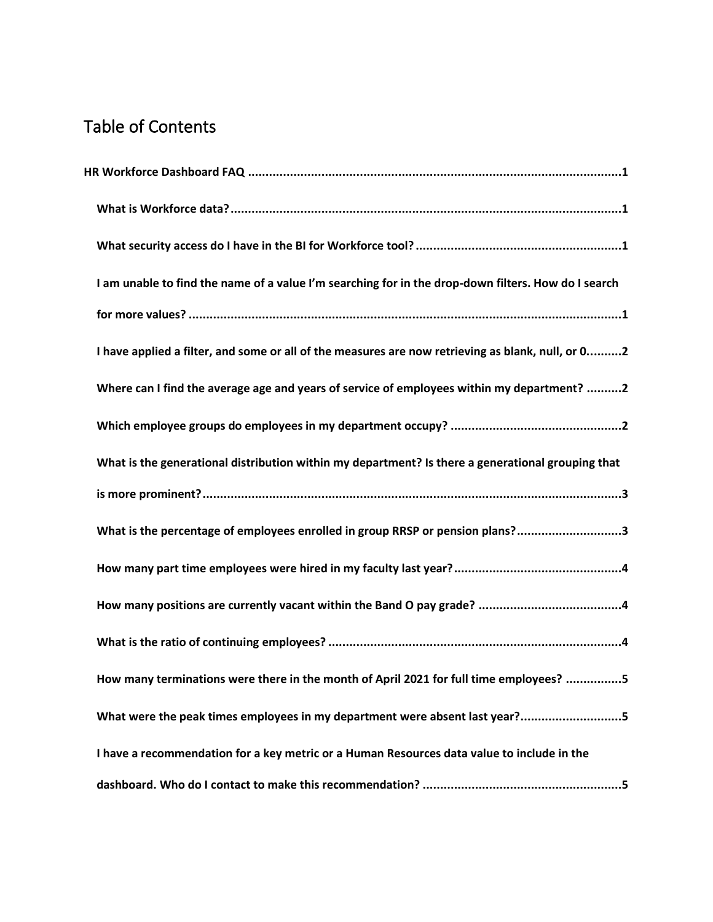# Table of Contents

**HR Workforce Dashboard FAQ** .......... 1

- **What is Workforce data?** .......... 1
- **What security access do I have in the BI for Workforce tool?** .......... 1
- **I am unable to find the name of a value I'm searching for in the drop-down filters. How do I search for more values?** .......... 1
- **I have applied a filter, and some or all of the measures are now retrieving as blank, null, or 0** .......... 2
- **Where can I find the average age and years of service of employees within my department?** .......... 2
- **Which employee groups do employees in my department occupy?** .......... 2
- **What is the generational distribution within my department? Is there a generational grouping that is more prominent?** .......... 3
- **What is the percentage of employees enrolled in group RRSP or pension plans?** .......... 3
- **How many part time employees were hired in my faculty last year?** .......... 4
- **How many positions are currently vacant within the Band O pay grade?** .......... 4
- **What is the ratio of continuing employees?** .......... 4
- **How many terminations were there in the month of April 2021 for full time employees?** .......... 5
- **What were the peak times employees in my department were absent last year?** .......... 5
- **I have a recommendation for a key metric or a Human Resources data value to include in the dashboard. Who do I contact to make this recommendation?** .......... 5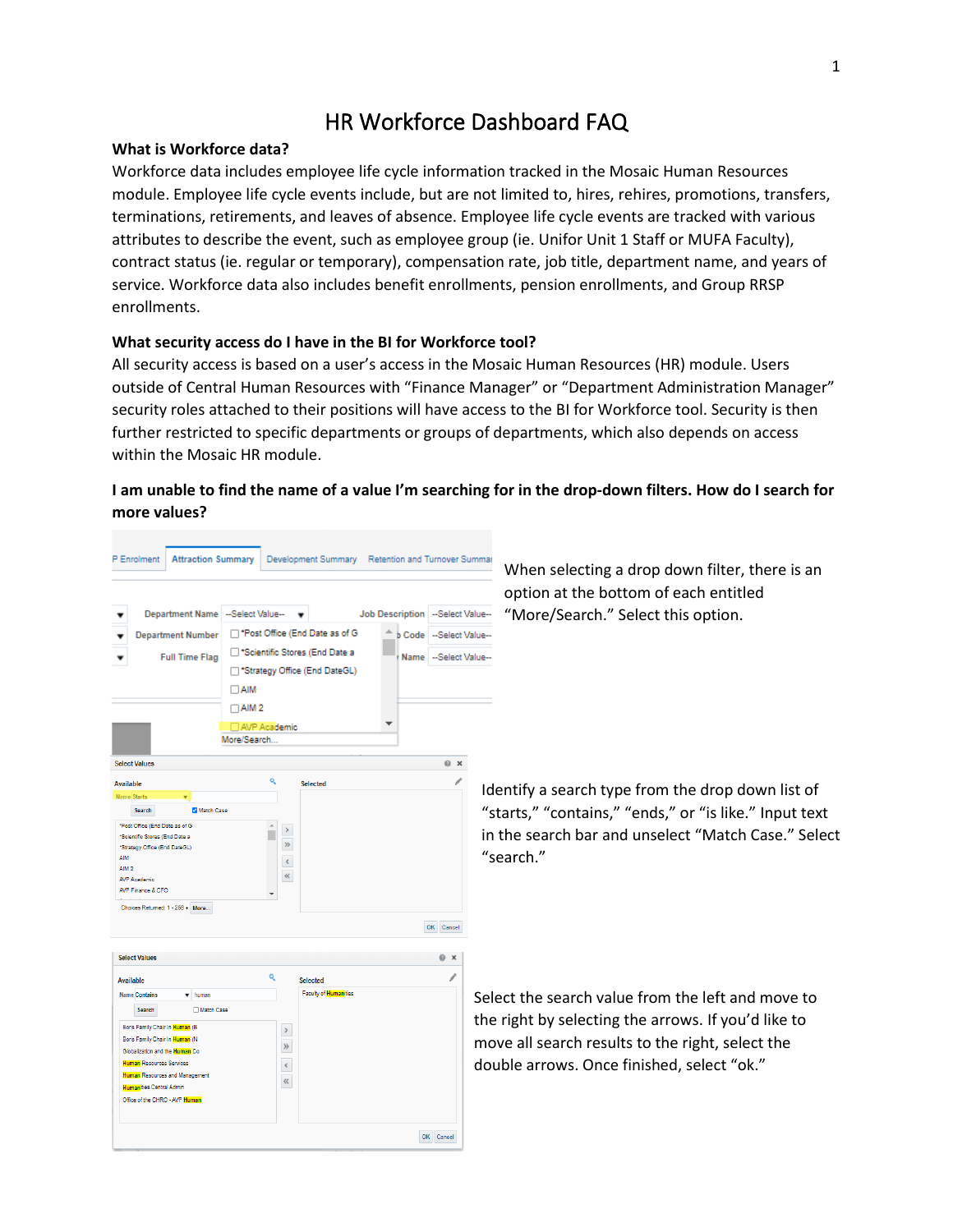# HR Workforce Dashboard FAQ

**What is Workforce data?**

Workforce data includes employee life cycle information tracked in the Mosaic Human Resources module. Employee life cycle events include, but are not limited to, hires, rehires, promotions, transfers, terminations, retirements, and leaves of absence. Employee life cycle events are tracked with various attributes to describe the event, such as employee group (ie. Unifor Unit 1 Staff or MUFA Faculty), contract status (ie. regular or temporary), compensation rate, job title, department name, and years of service. Workforce data also includes benefit enrollments, pension enrollments, and Group RRSP enrollments.

**What security access do I have in the BI for Workforce tool?**

All security access is based on a user's access in the Mosaic Human Resources (HR) module. Users outside of Central Human Resources with "Finance Manager" or "Department Administration Manager" security roles attached to their positions will have access to the BI for Workforce tool. Security is then further restricted to specific departments or groups of departments, which also depends on access within the Mosaic HR module.

**I am unable to find the name of a value I'm searching for in the drop-down filters. How do I search for more values?**

When selecting a drop down filter, there is an option at the bottom of each entitled "More/Search." Select this option.

Identify a search type from the drop down list of "starts," "contains," "ends," or "is like." Input text in the search bar and unselect "Match Case." Select "search."

Select the search value from the left and move to the right by selecting the arrows. If you'd like to move all search results to the right, select the double arrows. Once finished, select "ok."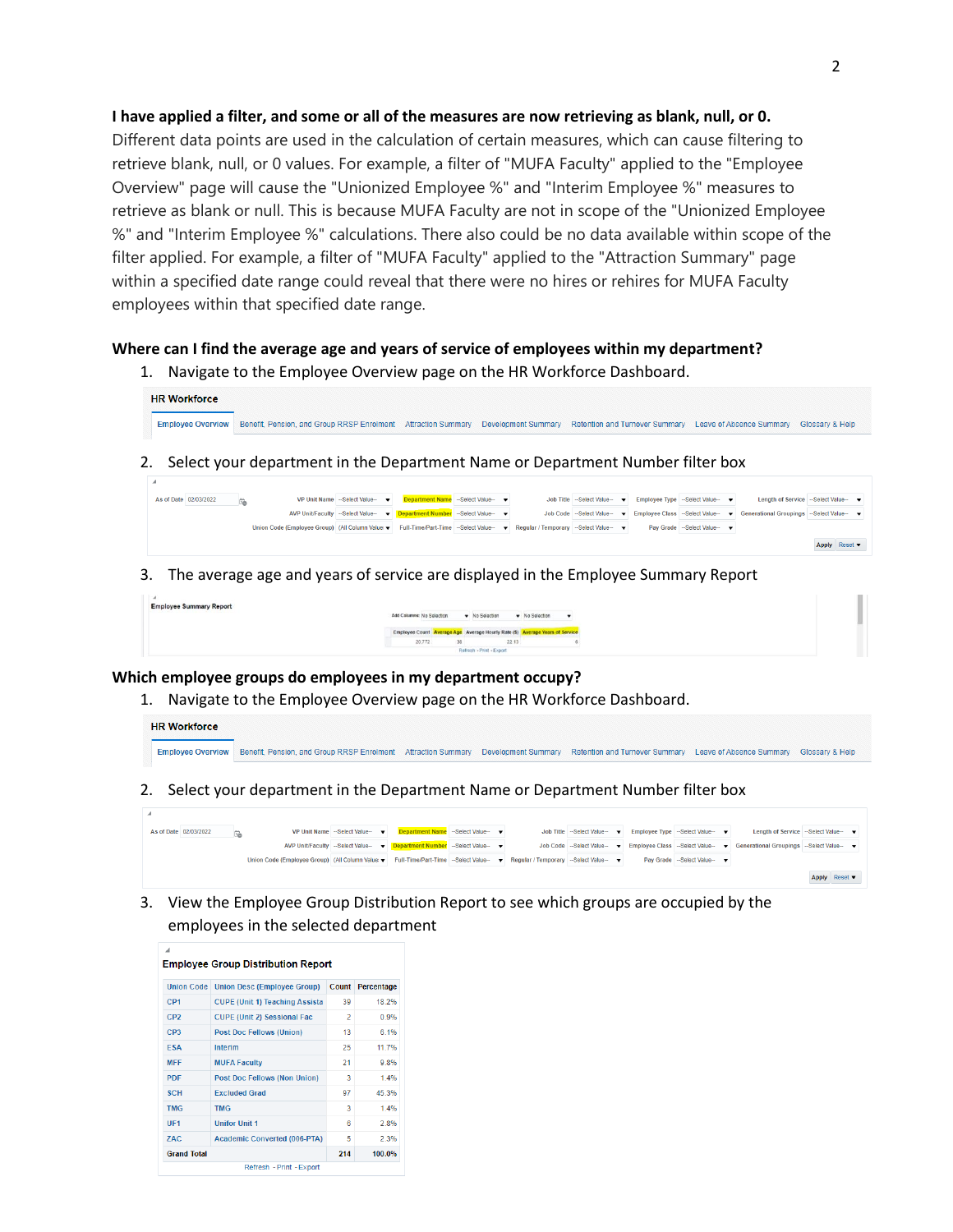**I have applied a filter, and some or all of the measures are now retrieving as blank, null, or 0.**
Different data points are used in the calculation of certain measures, which can cause filtering to retrieve blank, null, or 0 values. For example, a filter of "MUFA Faculty" applied to the "Employee Overview" page will cause the "Unionized Employee %" and "Interim Employee %" measures to retrieve as blank or null. This is because MUFA Faculty are not in scope of the "Unionized Employee %" and "Interim Employee %" calculations. There also could be no data available within scope of the filter applied. For example, a filter of "MUFA Faculty" applied to the "Attraction Summary" page within a specified date range could reveal that there were no hires or rehires for MUFA Faculty employees within that specified date range.

**Where can I find the average age and years of service of employees within my department?**

1. Navigate to the Employee Overview page on the HR Workforce Dashboard.

   HR Workforce

   Employee Overview | Benefit, Pension, and Group RRSP Enrolment | Attraction Summary | Development Summary | Retention and Turnover Summary | Leave of Absence Summary | Glossary & Help

2. Select your department in the Department Name or Department Number filter box

   As of Date 02/03/2022 | VP Unit Name --Select Value-- | Department Name --Select Value-- | Job Title --Select Value-- | Employee Type --Select Value-- | Length of Service --Select Value--
   AVP Unit/Faculty --Select Value-- | Department Number --Select Value-- | Job Code --Select Value-- | Employee Class --Select Value-- | Generational Groupings --Select Value--
   Union Code (Employee Group) (All Column Values) | Full-Time/Part-Time --Select Value-- | Regular / Temporary --Select Value-- | Pay Grade --Select Value--
   Apply | Reset

3. The average age and years of service are displayed in the Employee Summary Report

   Employee Summary Report

   Add Columns: No Selection | No Selection | No Selection

   | Employee Count | Average Age | Average Hourly Rate ($) | Average Years of Service |
   |---|---|---|---|
   | 20,772 | 36 | 22.13 | 6 |

   Refresh - Print - Export

**Which employee groups do employees in my department occupy?**

1. Navigate to the Employee Overview page on the HR Workforce Dashboard.

   HR Workforce

   Employee Overview | Benefit, Pension, and Group RRSP Enrolment | Attraction Summary | Development Summary | Retention and Turnover Summary | Leave of Absence Summary | Glossary & Help

2. Select your department in the Department Name or Department Number filter box

   As of Date 02/03/2022 | VP Unit Name --Select Value-- | Department Name --Select Value-- | Job Title --Select Value-- | Employee Type --Select Value-- | Length of Service --Select Value--
   AVP Unit/Faculty --Select Value-- | Department Number --Select Value-- | Job Code --Select Value-- | Employee Class --Select Value-- | Generational Groupings --Select Value--
   Union Code (Employee Group) (All Column Values) | Full-Time/Part-Time --Select Value-- | Regular / Temporary --Select Value-- | Pay Grade --Select Value--
   Apply | Reset

3. View the Employee Group Distribution Report to see which groups are occupied by the employees in the selected department

   Employee Group Distribution Report

   | Union Code | Union Desc (Employee Group) | Count | Percentage |
   |---|---|---|---|
   | CP1 | CUPE (Unit 1) Teaching Assista | 39 | 18.2% |
   | CP2 | CUPE (Unit 2) Sessional Fac | 2 | 0.9% |
   | CP3 | Post Doc Fellows (Union) | 13 | 6.1% |
   | ESA | Interim | 25 | 11.7% |
   | MFF | MUFA Faculty | 21 | 9.8% |
   | PDF | Post Doc Fellows (Non Union) | 3 | 1.4% |
   | SCH | Excluded Grad | 97 | 45.3% |
   | TMG | TMG | 3 | 1.4% |
   | UF1 | Unifor Unit 1 | 6 | 2.8% |
   | ZAC | Academic Converted (006-PTA) | 5 | 2.3% |
   | Grand Total | | 214 | 100.0% |

   Refresh - Print - Export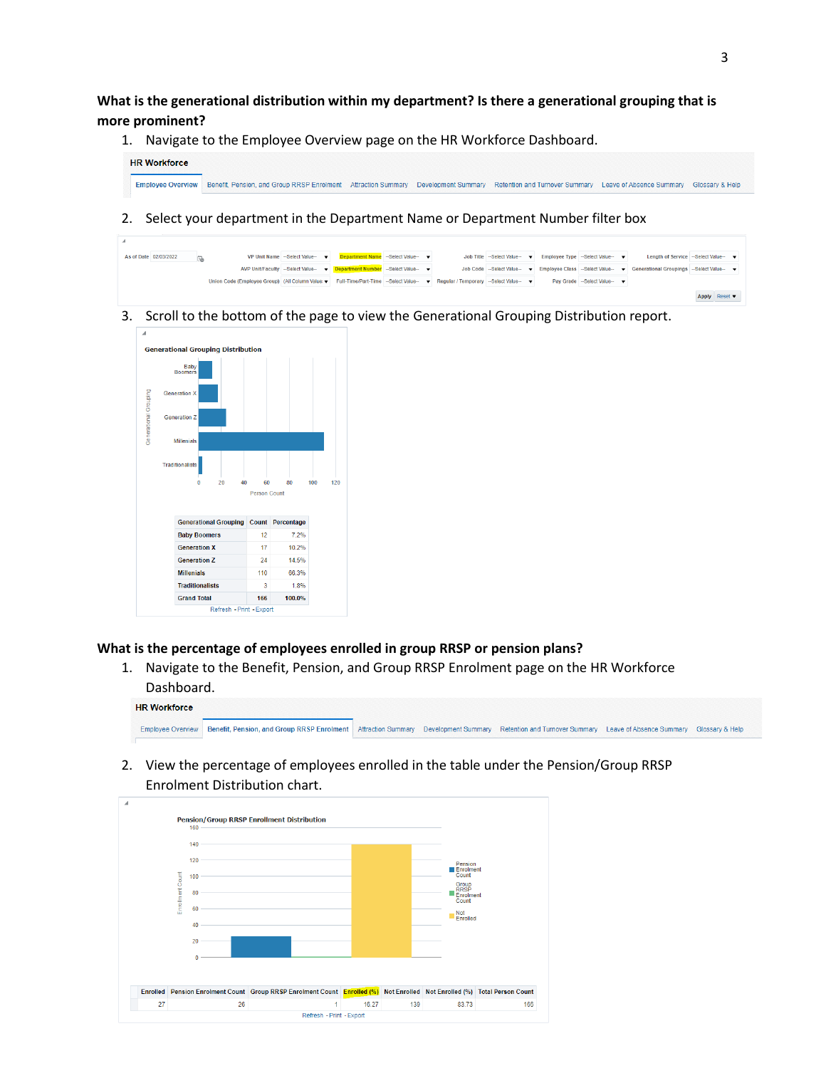**What is the generational distribution within my department? Is there a generational grouping that is more prominent?**

1. Navigate to the Employee Overview page on the HR Workforce Dashboard.

2. Select your department in the Department Name or Department Number filter box

3. Scroll to the bottom of the page to view the Generational Grouping Distribution report.

| Generational Grouping | Count | Percentage |
|---|---|---|
| Baby Boomers | 12 | 7.2% |
| Generation X | 17 | 10.2% |
| Generation Z | 24 | 14.5% |
| Millenials | 110 | 66.3% |
| Traditionalists | 3 | 1.8% |
| Grand Total | 166 | 100.0% |

**What is the percentage of employees enrolled in group RRSP or pension plans?**

1. Navigate to the Benefit, Pension, and Group RRSP Enrolment page on the HR Workforce Dashboard.

2. View the percentage of employees enrolled in the table under the Pension/Group RRSP Enrolment Distribution chart.

| Enrolled | Pension Enrolment Count | Group RRSP Enrolment Count | Enrolled (%) | Not Enrolled | Not Enrolled (%) | Total Person Count |
|---|---|---|---|---|---|---|
| 27 | 26 | 1 | 16.27 | 139 | 83.73 | 166 |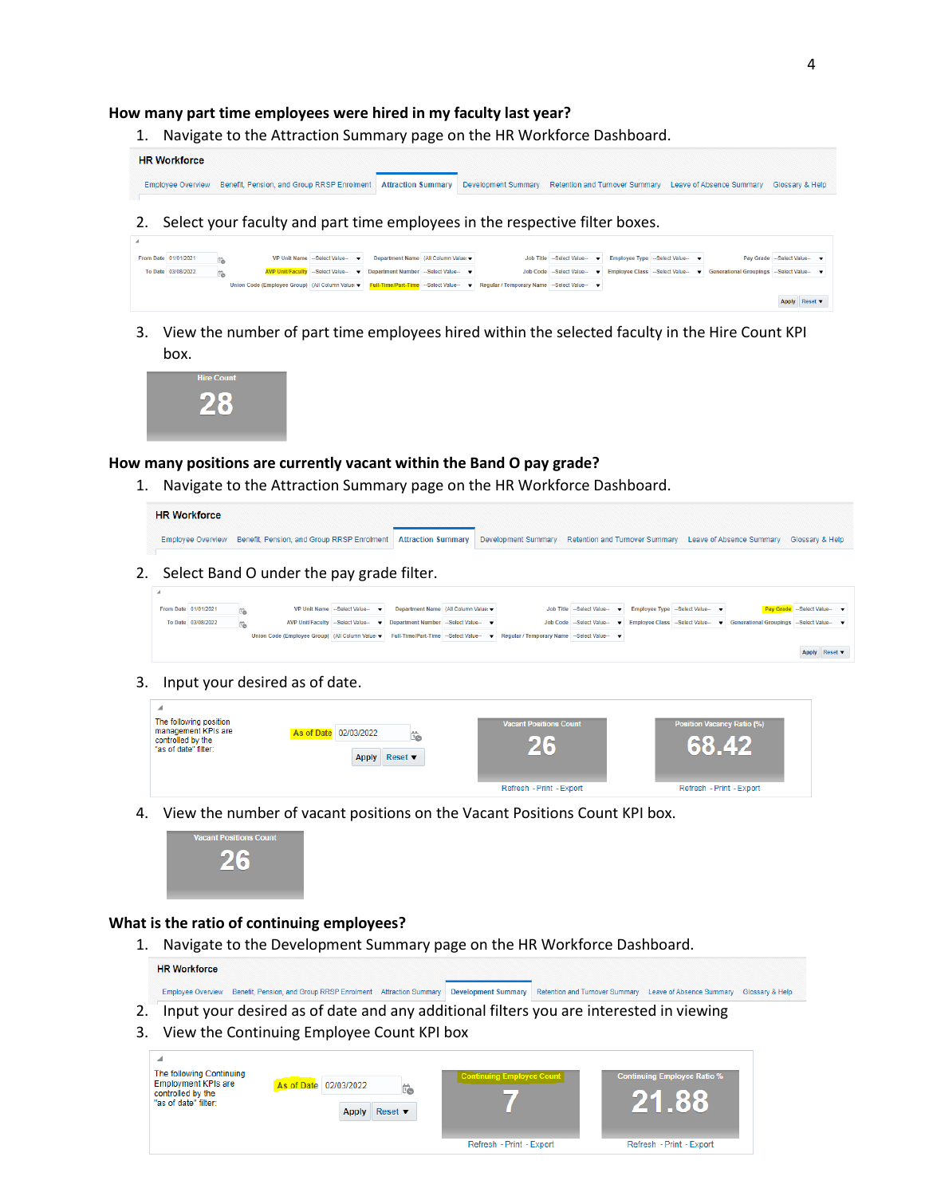### How many part time employees were hired in my faculty last year?

1. Navigate to the Attraction Summary page on the HR Workforce Dashboard.

2. Select your faculty and part time employees in the respective filter boxes.

3. View the number of part time employees hired within the selected faculty in the Hire Count KPI box.

### How many positions are currently vacant within the Band O pay grade?

1. Navigate to the Attraction Summary page on the HR Workforce Dashboard.

2. Select Band O under the pay grade filter.

3. Input your desired as of date.

4. View the number of vacant positions on the Vacant Positions Count KPI box.

### What is the ratio of continuing employees?

1. Navigate to the Development Summary page on the HR Workforce Dashboard.
2. Input your desired as of date and any additional filters you are interested in viewing
3. View the Continuing Employee Count KPI box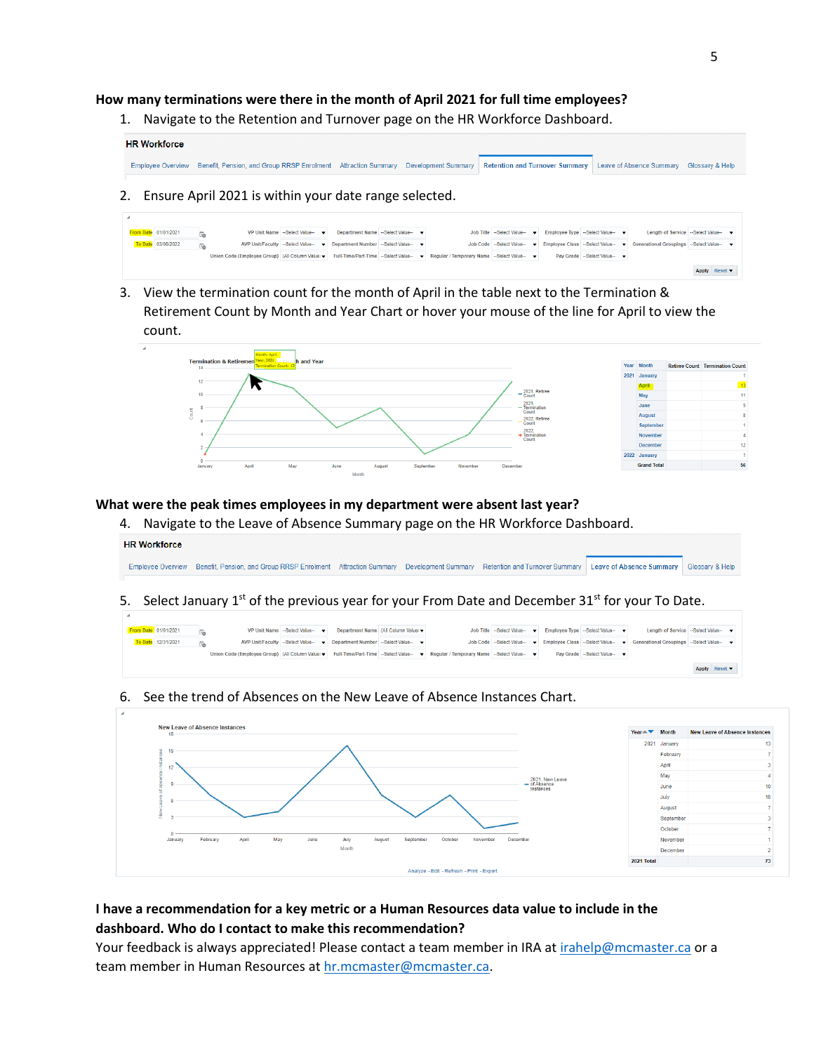**How many terminations were there in the month of April 2021 for full time employees?**

1. Navigate to the Retention and Turnover page on the HR Workforce Dashboard.

HR Workforce

Employee Overview | Benefit, Pension, and Group RRSP Enrolment | Attraction Summary | Development Summary | Retention and Turnover Summary | Leave of Absence Summary | Glossary & Help

2. Ensure April 2021 is within your date range selected.

From Date 01/01/2021
To Date 03/08/2022

3. View the termination count for the month of April in the table next to the Termination & Retirement Count by Month and Year Chart or hover your mouse of the line for April to view the count.

Termination & Retirement Count by Month and Year

Month: April
Year: 2021
Termination Count: 13

2021, Retiree Count
2021, Termination Count
2022, Retiree Count
2022, Termination Count

Count

January April May June August September November December

Month

| Year | Month | Retiree Count | Termination Count |
|---|---|---|---|
| 2021 | January | | 1 |
| | April | | 13 |
| | May | | 11 |
| | June | | 5 |
| | August | | 8 |
| | September | | 1 |
| | November | | 4 |
| | December | | 12 |
| 2022 | January | | 1 |
| | Grand Total | | 56 |

**What were the peak times employees in my department were absent last year?**

4. Navigate to the Leave of Absence Summary page on the HR Workforce Dashboard.

HR Workforce

Employee Overview | Benefit, Pension, and Group RRSP Enrolment | Attraction Summary | Development Summary | Retention and Turnover Summary | Leave of Absence Summary | Glossary & Help

5. Select January 1st of the previous year for your From Date and December 31st for your To Date.

From Date 01/01/2021
To Date 12/31/2021

6. See the trend of Absences on the New Leave of Absence Instances Chart.

New Leave of Absence Instances

2021, New Leave of Absence Instances

New Leave of Absence Instances

January February April May June July August September October November December

Month

| Year | Month | New Leave of Absence Instances |
|---|---|---|
| 2021 | January | 13 |
| | February | 7 |
| | April | 3 |
| | May | 4 |
| | June | 10 |
| | July | 16 |
| | August | 7 |
| | September | 3 |
| | October | 7 |
| | November | 1 |
| | December | 2 |
| 2021 Total | | 73 |

Analyze - Edit - Refresh - Print - Export

**I have a recommendation for a key metric or a Human Resources data value to include in the dashboard. Who do I contact to make this recommendation?**

Your feedback is always appreciated! Please contact a team member in IRA at irahelp@mcmaster.ca or a team member in Human Resources at hr.mcmaster@mcmaster.ca.